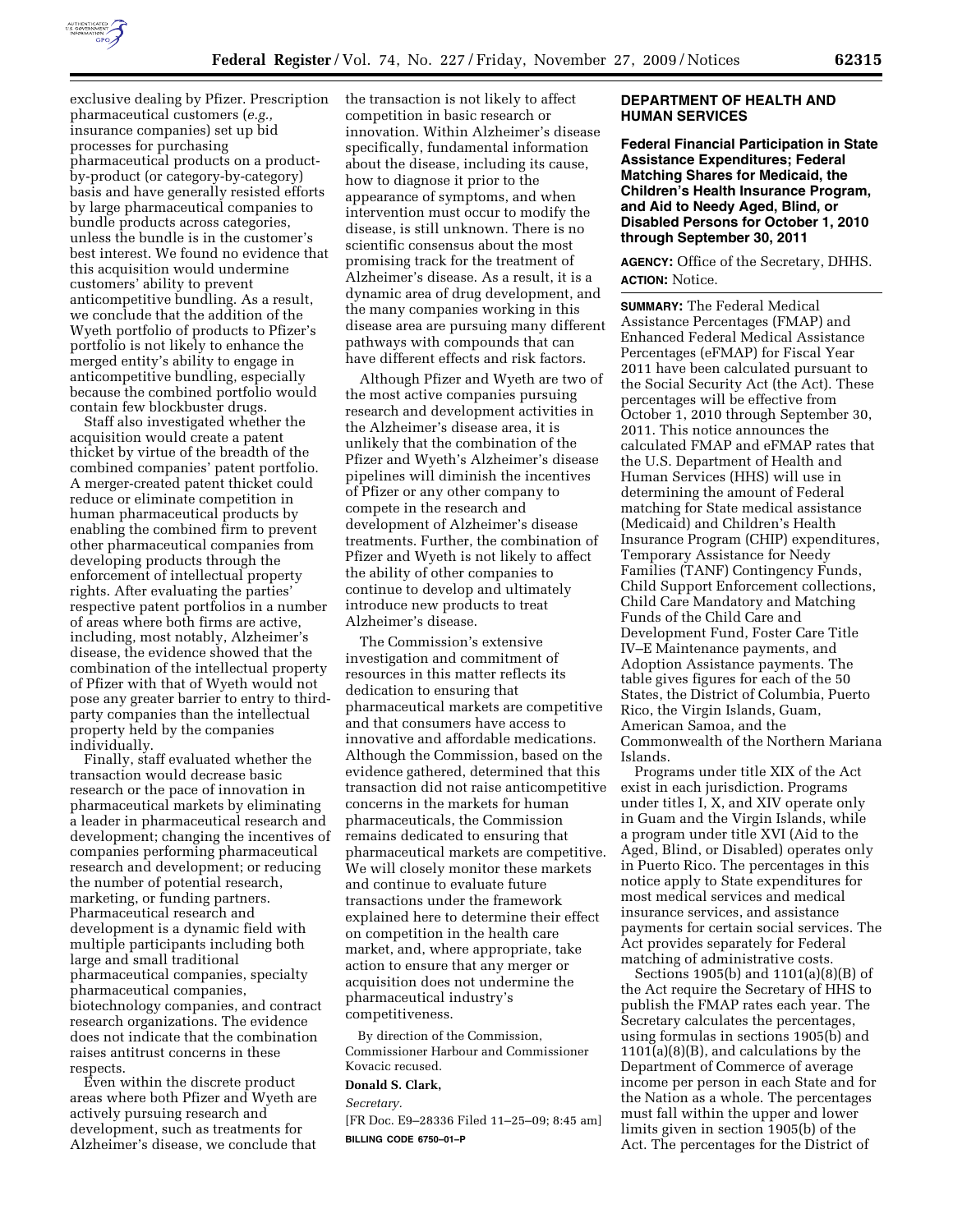exclusive dealing by Pfizer. Prescription pharmaceutical customers (*e.g.,* insurance companies) set up bid processes for purchasing pharmaceutical products on a product-by-product (or category-by-category) basis and have generally resisted efforts by large pharmaceutical companies to bundle products across categories, unless the bundle is in the customer's best interest. We found no evidence that this acquisition would undermine customers' ability to prevent anticompetitive bundling. As a result, we conclude that the addition of the Wyeth portfolio of products to Pfizer's portfolio is not likely to enhance the merged entity's ability to engage in anticompetitive bundling, especially because the combined portfolio would contain few blockbuster drugs.

Staff also investigated whether the acquisition would create a patent thicket by virtue of the breadth of the combined companies' patent portfolio. A merger-created patent thicket could reduce or eliminate competition in human pharmaceutical products by enabling the combined firm to prevent other pharmaceutical companies from developing products through the enforcement of intellectual property rights. After evaluating the parties' respective patent portfolios in a number of areas where both firms are active, including, most notably, Alzheimer's disease, the evidence showed that the combination of the intellectual property of Pfizer with that of Wyeth would not pose any greater barrier to entry to third-party companies than the intellectual property held by the companies individually.

Finally, staff evaluated whether the transaction would decrease basic research or the pace of innovation in pharmaceutical markets by eliminating a leader in pharmaceutical research and development; changing the incentives of companies performing pharmaceutical research and development; or reducing the number of potential research, marketing, or funding partners. Pharmaceutical research and development is a dynamic field with multiple participants including both large and small traditional pharmaceutical companies, specialty pharmaceutical companies, biotechnology companies, and contract research organizations. The evidence does not indicate that the combination raises antitrust concerns in these respects.

Even within the discrete product areas where both Pfizer and Wyeth are actively pursuing research and development, such as treatments for Alzheimer's disease, we conclude that the transaction is not likely to affect competition in basic research or innovation. Within Alzheimer's disease specifically, fundamental information about the disease, including its cause, how to diagnose it prior to the appearance of symptoms, and when intervention must occur to modify the disease, is still unknown. There is no scientific consensus about the most promising track for the treatment of Alzheimer's disease. As a result, it is a dynamic area of drug development, and the many companies working in this disease area are pursuing many different pathways with compounds that can have different effects and risk factors.

Although Pfizer and Wyeth are two of the most active companies pursuing research and development activities in the Alzheimer's disease area, it is unlikely that the combination of the Pfizer and Wyeth's Alzheimer's disease pipelines will diminish the incentives of Pfizer or any other company to compete in the research and development of Alzheimer's disease treatments. Further, the combination of Pfizer and Wyeth is not likely to affect the ability of other companies to continue to develop and ultimately introduce new products to treat Alzheimer's disease.

The Commission's extensive investigation and commitment of resources in this matter reflects its dedication to ensuring that pharmaceutical markets are competitive and that consumers have access to innovative and affordable medications. Although the Commission, based on the evidence gathered, determined that this transaction did not raise anticompetitive concerns in the markets for human pharmaceuticals, the Commission remains dedicated to ensuring that pharmaceutical markets are competitive. We will closely monitor these markets and continue to evaluate future transactions under the framework explained here to determine their effect on competition in the health care market, and, where appropriate, take action to ensure that any merger or acquisition does not undermine the pharmaceutical industry's competitiveness.

By direction of the Commission, Commissioner Harbour and Commissioner Kovacic recused.

**Donald S. Clark,**

*Secretary.*

[FR Doc. E9–28336 Filed 11–25–09; 8:45 am]

**BILLING CODE 6750–01–P**

## DEPARTMENT OF HEALTH AND HUMAN SERVICES

### Federal Financial Participation in State Assistance Expenditures; Federal Matching Shares for Medicaid, the Children's Health Insurance Program, and Aid to Needy Aged, Blind, or Disabled Persons for October 1, 2010 through September 30, 2011

**AGENCY:** Office of the Secretary, DHHS.

**ACTION:** Notice.

**SUMMARY:** The Federal Medical Assistance Percentages (FMAP) and Enhanced Federal Medical Assistance Percentages (eFMAP) for Fiscal Year 2011 have been calculated pursuant to the Social Security Act (the Act). These percentages will be effective from October 1, 2010 through September 30, 2011. This notice announces the calculated FMAP and eFMAP rates that the U.S. Department of Health and Human Services (HHS) will use in determining the amount of Federal matching for State medical assistance (Medicaid) and Children's Health Insurance Program (CHIP) expenditures, Temporary Assistance for Needy Families (TANF) Contingency Funds, Child Support Enforcement collections, Child Care Mandatory and Matching Funds of the Child Care and Development Fund, Foster Care Title IV–E Maintenance payments, and Adoption Assistance payments. The table gives figures for each of the 50 States, the District of Columbia, Puerto Rico, the Virgin Islands, Guam, American Samoa, and the Commonwealth of the Northern Mariana Islands.

Programs under title XIX of the Act exist in each jurisdiction. Programs under titles I, X, and XIV operate only in Guam and the Virgin Islands, while a program under title XVI (Aid to the Aged, Blind, or Disabled) operates only in Puerto Rico. The percentages in this notice apply to State expenditures for most medical services and medical insurance services, and assistance payments for certain social services. The Act provides separately for Federal matching of administrative costs.

Sections 1905(b) and 1101(a)(8)(B) of the Act require the Secretary of HHS to publish the FMAP rates each year. The Secretary calculates the percentages, using formulas in sections 1905(b) and 1101(a)(8)(B), and calculations by the Department of Commerce of average income per person in each State and for the Nation as a whole. The percentages must fall within the upper and lower limits given in section 1905(b) of the Act. The percentages for the District of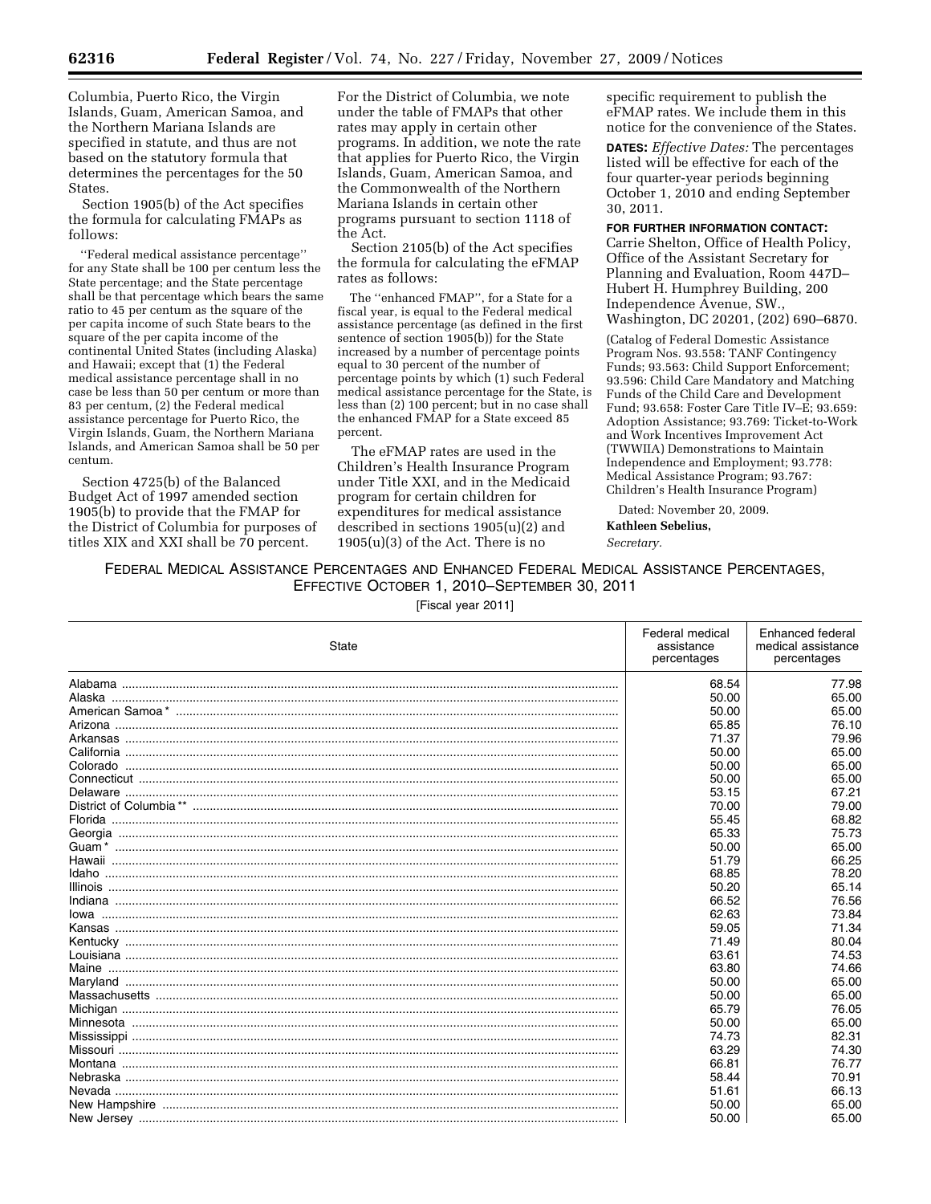Columbia, Puerto Rico, the Virgin Islands, Guam, American Samoa, and the Northern Mariana Islands are specified in statute, and thus are not based on the statutory formula that determines the percentages for the 50 States.

Section 1905(b) of the Act specifies the formula for calculating FMAPs as follows:

> ''Federal medical assistance percentage'' for any State shall be 100 per centum less the State percentage; and the State percentage shall be that percentage which bears the same ratio to 45 per centum as the square of the per capita income of such State bears to the square of the per capita income of the continental United States (including Alaska) and Hawaii; except that (1) the Federal medical assistance percentage shall in no case be less than 50 per centum or more than 83 per centum, (2) the Federal medical assistance percentage for Puerto Rico, the Virgin Islands, Guam, the Northern Mariana Islands, and American Samoa shall be 50 per centum.

Section 4725(b) of the Balanced Budget Act of 1997 amended section 1905(b) to provide that the FMAP for the District of Columbia for purposes of titles XIX and XXI shall be 70 percent.

For the District of Columbia, we note under the table of FMAPs that other rates may apply in certain other programs. In addition, we note the rate that applies for Puerto Rico, the Virgin Islands, Guam, American Samoa, and the Commonwealth of the Northern Mariana Islands in certain other programs pursuant to section 1118 of the Act.

Section 2105(b) of the Act specifies the formula for calculating the eFMAP rates as follows:

> The ''enhanced FMAP'', for a State for a fiscal year, is equal to the Federal medical assistance percentage (as defined in the first sentence of section 1905(b)) for the State increased by a number of percentage points equal to 30 percent of the number of percentage points by which (1) such Federal medical assistance percentage for the State, is less than (2) 100 percent; but in no case shall the enhanced FMAP for a State exceed 85 percent.

The eFMAP rates are used in the Children's Health Insurance Program under Title XXI, and in the Medicaid program for certain children for expenditures for medical assistance described in sections 1905(u)(2) and 1905(u)(3) of the Act. There is no specific requirement to publish the eFMAP rates. We include them in this notice for the convenience of the States.

**DATES:** *Effective Dates:* The percentages listed will be effective for each of the four quarter-year periods beginning October 1, 2010 and ending September 30, 2011.

**FOR FURTHER INFORMATION CONTACT:** Carrie Shelton, Office of Health Policy, Office of the Assistant Secretary for Planning and Evaluation, Room 447D–Hubert H. Humphrey Building, 200 Independence Avenue, SW., Washington, DC 20201, (202) 690–6870.

(Catalog of Federal Domestic Assistance Program Nos. 93.558: TANF Contingency Funds; 93.563: Child Support Enforcement; 93.596: Child Care Mandatory and Matching Funds of the Child Care and Development Fund; 93.658: Foster Care Title IV–E; 93.659: Adoption Assistance; 93.769: Ticket-to-Work and Work Incentives Improvement Act (TWWIIA) Demonstrations to Maintain Independence and Employment; 93.778: Medical Assistance Program; 93.767: Children's Health Insurance Program)

Dated: November 20, 2009.

**Kathleen Sebelius,**

*Secretary.*

FEDERAL MEDICAL ASSISTANCE PERCENTAGES AND ENHANCED FEDERAL MEDICAL ASSISTANCE PERCENTAGES, EFFECTIVE OCTOBER 1, 2010–SEPTEMBER 30, 2011

[Fiscal year 2011]

| State | Federal medical assistance percentages | Enhanced federal medical assistance percentages |
|---|---|---|
| Alabama | 68.54 | 77.98 |
| Alaska | 50.00 | 65.00 |
| American Samoa* | 50.00 | 65.00 |
| Arizona | 65.85 | 76.10 |
| Arkansas | 71.37 | 79.96 |
| California | 50.00 | 65.00 |
| Colorado | 50.00 | 65.00 |
| Connecticut | 50.00 | 65.00 |
| Delaware | 53.15 | 67.21 |
| District of Columbia** | 70.00 | 79.00 |
| Florida | 55.45 | 68.82 |
| Georgia | 65.33 | 75.73 |
| Guam* | 50.00 | 65.00 |
| Hawaii | 51.79 | 66.25 |
| Idaho | 68.85 | 78.20 |
| Illinois | 50.20 | 65.14 |
| Indiana | 66.52 | 76.56 |
| Iowa | 62.63 | 73.84 |
| Kansas | 59.05 | 71.34 |
| Kentucky | 71.49 | 80.04 |
| Louisiana | 63.61 | 74.53 |
| Maine | 63.80 | 74.66 |
| Maryland | 50.00 | 65.00 |
| Massachusetts | 50.00 | 65.00 |
| Michigan | 65.79 | 76.05 |
| Minnesota | 50.00 | 65.00 |
| Mississippi | 74.73 | 82.31 |
| Missouri | 63.29 | 74.30 |
| Montana | 66.81 | 76.77 |
| Nebraska | 58.44 | 70.91 |
| Nevada | 51.61 | 66.13 |
| New Hampshire | 50.00 | 65.00 |
| New Jersey | 50.00 | 65.00 |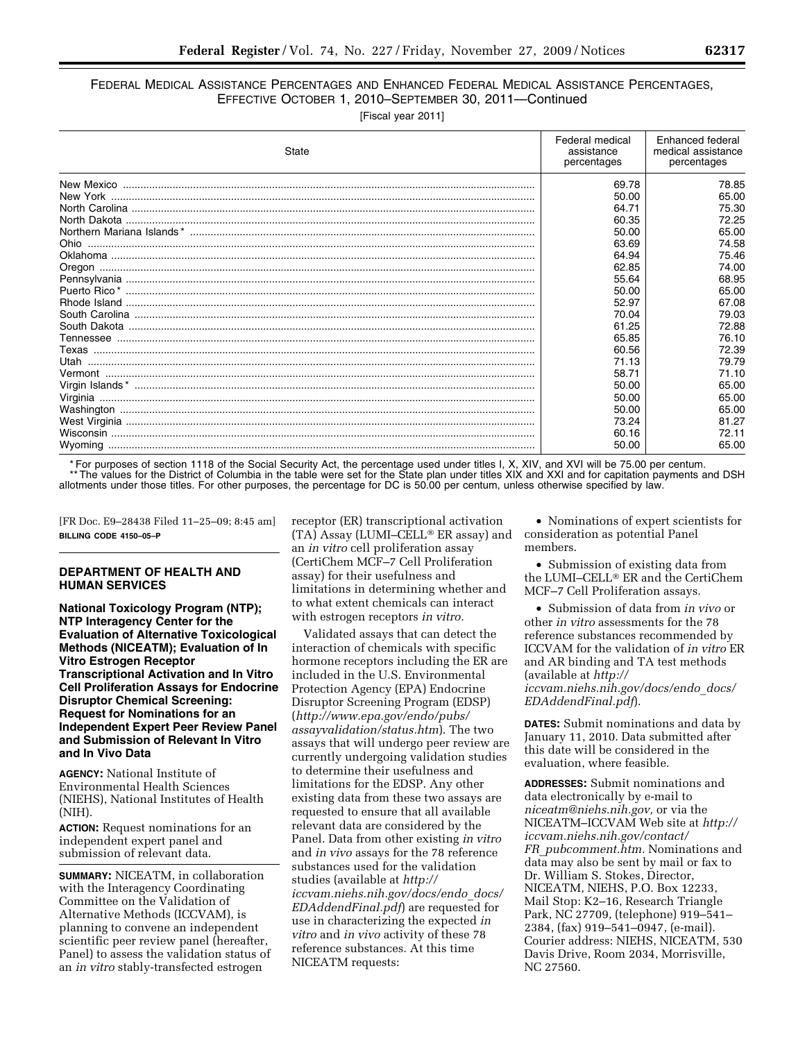FEDERAL MEDICAL ASSISTANCE PERCENTAGES AND ENHANCED FEDERAL MEDICAL ASSISTANCE PERCENTAGES, EFFECTIVE OCTOBER 1, 2010–SEPTEMBER 30, 2011—Continued

[Fiscal year 2011]

| State | Federal medical assistance percentages | Enhanced federal medical assistance percentages |
|---|---|---|
| New Mexico | 69.78 | 78.85 |
| New York | 50.00 | 65.00 |
| North Carolina | 64.71 | 75.30 |
| North Dakota | 60.35 | 72.25 |
| Northern Mariana Islands * | 50.00 | 65.00 |
| Ohio | 63.69 | 74.58 |
| Oklahoma | 64.94 | 75.46 |
| Oregon | 62.85 | 74.00 |
| Pennsylvania | 55.64 | 68.95 |
| Puerto Rico * | 50.00 | 65.00 |
| Rhode Island | 52.97 | 67.08 |
| South Carolina | 70.04 | 79.03 |
| South Dakota | 61.25 | 72.88 |
| Tennessee | 65.85 | 76.10 |
| Texas | 60.56 | 72.39 |
| Utah | 71.13 | 79.79 |
| Vermont | 58.71 | 71.10 |
| Virgin Islands * | 50.00 | 65.00 |
| Virginia | 50.00 | 65.00 |
| Washington | 50.00 | 65.00 |
| West Virginia | 73.24 | 81.27 |
| Wisconsin | 60.16 | 72.11 |
| Wyoming | 50.00 | 65.00 |

* For purposes of section 1118 of the Social Security Act, the percentage used under titles I, X, XIV, and XVI will be 75.00 per centum.

** The values for the District of Columbia in the table were set for the State plan under titles XIX and XXI and for capitation payments and DSH allotments under those titles. For other purposes, the percentage for DC is 50.00 per centum, unless otherwise specified by law.

[FR Doc. E9–28438 Filed 11–25–09; 8:45 am]

**BILLING CODE 4150–05–P**

## DEPARTMENT OF HEALTH AND HUMAN SERVICES

### National Toxicology Program (NTP); NTP Interagency Center for the Evaluation of Alternative Toxicological Methods (NICEATM); Evaluation of In Vitro Estrogen Receptor Transcriptional Activation and In Vitro Cell Proliferation Assays for Endocrine Disruptor Chemical Screening: Request for Nominations for an Independent Expert Peer Review Panel and Submission of Relevant In Vitro and In Vivo Data

**AGENCY:** National Institute of Environmental Health Sciences (NIEHS), National Institutes of Health (NIH).

**ACTION:** Request nominations for an independent expert panel and submission of relevant data.

**SUMMARY:** NICEATM, in collaboration with the Interagency Coordinating Committee on the Validation of Alternative Methods (ICCVAM), is planning to convene an independent scientific peer review panel (hereafter, Panel) to assess the validation status of an *in vitro* stably-transfected estrogen receptor (ER) transcriptional activation (TA) Assay (LUMI–CELL® ER assay) and an *in vitro* cell proliferation assay (CertiChem MCF–7 Cell Proliferation assay) for their usefulness and limitations in determining whether and to what extent chemicals can interact with estrogen receptors *in vitro.*

Validated assays that can detect the interaction of chemicals with specific hormone receptors including the ER are included in the U.S. Environmental Protection Agency (EPA) Endocrine Disruptor Screening Program (EDSP) (*http://www.epa.gov/endo/pubs/assayvalidation/status.htm*). The two assays that will undergo peer review are currently undergoing validation studies to determine their usefulness and limitations for the EDSP. Any other existing data from these two assays are requested to ensure that all available relevant data are considered by the Panel. Data from other existing *in vitro* and *in vivo* assays for the 78 reference substances used for the validation studies (available at *http://iccvam.niehs.nih.gov/docs/endo_docs/EDAddendFinal.pdf*) are requested for use in characterizing the expected *in vitro* and *in vivo* activity of these 78 reference substances. At this time NICEATM requests:

- Nominations of expert scientists for consideration as potential Panel members.
- Submission of existing data from the LUMI–CELL® ER and the CertiChem MCF–7 Cell Proliferation assays.
- Submission of data from *in vivo* or other *in vitro* assessments for the 78 reference substances recommended by ICCVAM for the validation of *in vitro* ER and AR binding and TA test methods (available at *http://iccvam.niehs.nih.gov/docs/endo_docs/EDAddendFinal.pdf*).

**DATES:** Submit nominations and data by January 11, 2010. Data submitted after this date will be considered in the evaluation, where feasible.

**ADDRESSES:** Submit nominations and data electronically by e-mail to *niceatm@niehs.nih.gov,* or via the NICEATM–ICCVAM Web site at *http://iccvam.niehs.nih.gov/contact/FR_pubcomment.htm.* Nominations and data may also be sent by mail or fax to Dr. William S. Stokes, Director, NICEATM, NIEHS, P.O. Box 12233, Mail Stop: K2–16, Research Triangle Park, NC 27709, (telephone) 919–541–2384, (fax) 919–541–0947, (e-mail). Courier address: NIEHS, NICEATM, 530 Davis Drive, Room 2034, Morrisville, NC 27560.